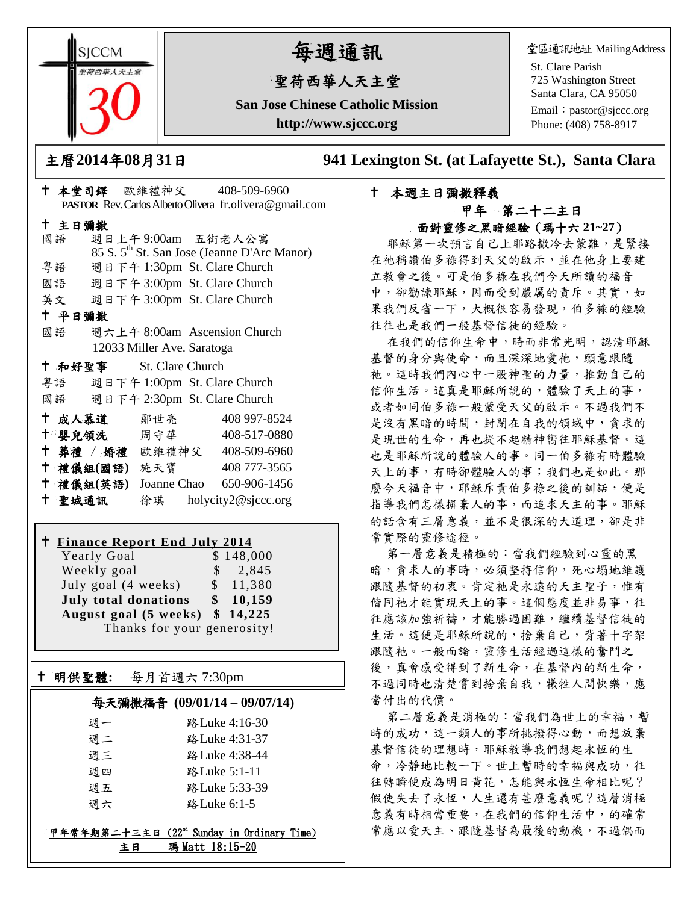SJCCM 聖荷西華人天主堂 30

# 每週通訊

## 聖荷西華人天主堂

**San Jose Chinese Catholic Mission**

**http://www.sjccc.org**

堂區通訊地址 MailingAddress
St. Clare Parish
725 Washington Street
Santa Clara, CA 95050
Email：pastor@sjccc.org
Phone: (408) 758-8917

**主曆2014年08月31日**　　**941 Lexington St. (at Lafayette St.), Santa Clara**

**† 本堂司鐸** 歐維禮神父 408-509-6960
**PASTOR** Rev. Carlos Alberto Olivera fr.olivera@gmail.com

**† 主日彌撒**
國語 週日上午 9:00am 五街老人公寓
85 S. 5th St. San Jose (Jeanne D'Arc Manor)
粵語 週日下午 1:30pm St. Clare Church
國語 週日下午 3:00pm St. Clare Church
英文 週日下午 3:00pm St. Clare Church

**† 平日彌撒**
國語 週六上午 8:00am Ascension Church
12033 Miller Ave. Saratoga

**† 和好聖事** St. Clare Church
粵語 週日下午 1:00pm St. Clare Church
國語 週日下午 2:30pm St. Clare Church

**† 成人慕道** 鄒世亮 408 997-8524
**† 嬰兒領洗** 周守華 408-517-0880
**† 葬禮 / 婚禮** 歐維禮神父 408-509-6960
**† 禮儀組(國語)** 施天寶 408 777-3565
**† 禮儀組(英語)** Joanne Chao 650-906-1456
**† 聖城通訊** 徐琪 holycity2@sjccc.org

**† Finance Report End July 2014**

| | |
|---|---|
| Yearly Goal | $ 148,000 |
| Weekly goal | $ 2,845 |
| July goal (4 weeks) | $ 11,380 |
| **July total donations** | **$ 10,159** |
| **August goal (5 weeks)** | **$ 14,225** |

Thanks for your generosity!

**† 明供聖體:** 每月首週六 7:30pm

**每天彌撒福音 (09/01/14 – 09/07/14)**

| | |
|---|---|
| 週一 | 路Luke 4:16-30 |
| 週二 | 路Luke 4:31-37 |
| 週三 | 路Luke 4:38-44 |
| 週四 | 路Luke 5:1-11 |
| 週五 | 路Luke 5:33-39 |
| 週六 | 路Luke 6:1-5 |

甲年常年期第二十三主日 (22nd Sunday in Ordinary Time)
主日 瑪Matt 18:15-20

**† 本週主日彌撒釋義**

**甲年 第二十二主日**

**面對靈修之黑暗經驗（瑪十六 21~27）**

耶穌第一次預言自己上耶路撒冷去蒙難，是緊接在祂稱讚伯多祿得到天父的啟示，並在他身上要建立教會之後。可是伯多祿在我們今天所讀的福音中，卻勸諫耶穌，因而受到嚴厲的責斥。其實，如果我們反省一下，大概很容易發現，伯多祿的經驗往往也是我們一般基督信徒的經驗。

在我們的信仰生命中，時而非常光明，認清耶穌基督的身分與使命，而且深深地愛祂，願意跟隨祂。這時我們內心中一股神聖的力量，推動自己的信仰生活。這真是耶穌所說的，體驗了天上的事，或者如同伯多祿一般蒙受天父的啟示。不過我們不是沒有黑暗的時間，封閉在自我的領域中，貪求的是現世的生命，再也提不起精神嚮往耶穌基督。這也是耶穌所說的體驗人的事。同一伯多祿有時體驗天上的事，有時卻體驗人的事；我們也是如此。那麼今天福音中，耶穌斥責伯多祿之後的訓話，便是指導我們怎樣摒棄人的事，而追求天主的事。耶穌的話含有三層意義，並不是很深的大道理，卻是非常實際的靈修途徑。

第一層意義是積極的：當我們經驗到心靈的黑暗，貪求人的事時，必須堅持信仰，死心塌地維護跟隨基督的初衷。肯定祂是永遠的天主聖子，惟有偕同祂才能實現天上的事。這個態度並非易事，往往應該加強祈禱，才能勝過困難，繼續基督信徒的生活。這便是耶穌所說的，捨棄自己，背著十字架跟隨祂。一般而論，靈修生活經過這樣的奮鬥之後，真會感受得到了新生命，在基督內的新生命，不過同時也清楚嘗到捨棄自我，犧牲人間快樂，應當付出的代價。

第二層意義是消極的：當我們為世上的幸福，暫時的成功，這一類人的事所挑撥得心動，而想放棄基督信徒的理想時，耶穌教導我們想起永恆的生命，冷靜地比較一下。世上暫時的幸福與成功，往往轉瞬便成為明日黃花，怎能與永恆生命相比呢？假使失去了永恆，人生還有甚麼意義呢？這層消極意義有時相當重要，在我們的信仰生活中，的確常常應以愛天主、跟隨基督為最後的動機，不過偶而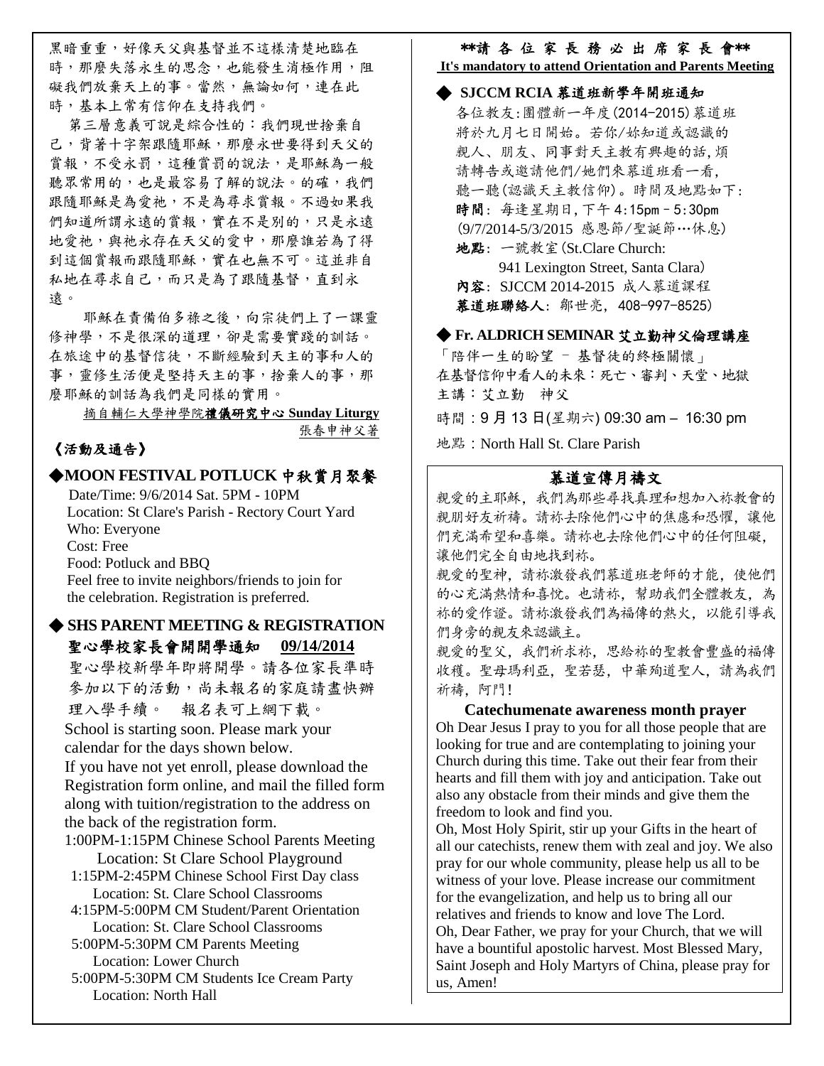黑暗重重，好像天父與基督並不這樣清楚地臨在時，那麼失落永生的思念，也能發生消極作用，阻礙我們放棄天上的事。當然，無論如何，連在此時，基本上常有信仰在支持我們。

第三層意義可說是綜合性的：我們現世捨棄自己，背著十字架跟隨耶穌，那麼永世要得到天父的賞報，不受永罰，這種賞罰的說法，是耶穌為一般聽眾常用的，也是最容易了解的說法。的確，我們跟隨耶穌是為愛祂，不是為尋求賞報。不過如果我們知道所謂永遠的賞報，實在不是別的，只是永遠地愛祂，與祂永存在天父的愛中，那麼誰若為了得到這個賞報而跟隨耶穌，實在也無不可。這並非自私地在尋求自己，而只是為了跟隨基督，直到永遠。

耶穌在責備伯多祿之後，向宗徒們上了一課靈修神學，不是很深的道理，卻是需要實踐的訓話。在旅途中的基督信徒，不斷經驗到天主的事和人的事，靈修生活便是堅持天主的事，捨棄人的事，那麼耶穌的訓話為我們是同樣的實用。

摘自輔仁大學神學院**禮儀研究中心 Sunday Liturgy**
張春申神父著

## 《活動及通告》

### ◆MOON FESTIVAL POTLUCK 中秋賞月聚餐

Date/Time: 9/6/2014 Sat. 5PM - 10PM
Location: St Clare's Parish - Rectory Court Yard
Who: Everyone
Cost: Free
Food: Potluck and BBQ
Feel free to invite neighbors/friends to join for the celebration. Registration is preferred.

### ◆ SHS PARENT MEETING & REGISTRATION 聖心學校家長會開開學通知 09/14/2014

聖心學校新學年即將開學。請各位家長準時參加以下的活動，尚未報名的家庭請盡快辦理入學手續。 報名表可上網下載。

School is starting soon. Please mark your calendar for the days shown below.
If you have not yet enroll, please download the Registration form online, and mail the filled form along with tuition/registration to the address on the back of the registration form.

1:00PM-1:15PM Chinese School Parents Meeting
Location: St Clare School Playground
1:15PM-2:45PM Chinese School First Day class
Location: St. Clare School Classrooms
4:15PM-5:00PM CM Student/Parent Orientation
Location: St. Clare School Classrooms
5:00PM-5:30PM CM Parents Meeting
Location: Lower Church
5:00PM-5:30PM CM Students Ice Cream Party
Location: North Hall

**\*\*請 各 位 家 長 務 必 出 席 家 長 會\*\***
**It's mandatory to attend Orientation and Parents Meeting**

### ◆ SJCCM RCIA 慕道班新學年開班通知

各位教友:團體新一年度(2014-2015)慕道班將於九月七日開始。若你/妳知道或認識的親人、朋友、同事對天主教有興趣的話,煩請轉告或邀請他們/她們來慕道班看一看,聽一聽(認識天主教信仰)。時間及地點如下:
**時間**: 每逢星期日,下午 4:15pm – 5:30pm
(9/7/2014-5/3/2015 感恩節/聖誕節…休息)
**地點**: 一號教室(St.Clare Church:
941 Lexington Street, Santa Clara)
**內容**: SJCCM 2014-2015 成人慕道課程
**慕道班聯絡人**: 鄭世亮, 408-997-8525)

### ◆ Fr. ALDRICH SEMINAR 艾立勤神父倫理講座

「陪伴一生的盼望 – 基督徒的終極關懷」
在基督信仰中看人的未來：死亡、審判、天堂、地獄
主講：艾立勤 神父
時間：9 月 13 日(星期六) 09:30 am – 16:30 pm
地點：North Hall St. Clare Parish

### 慕道宣傳月禱文

親愛的主耶穌，我們為那些尋找真理和想加入祢教會的親朋好友祈禱。請祢去除他們心中的焦慮和恐懼，讓他們充滿希望和喜樂。請祢也去除他們心中的任何阻礙，讓他們完全自由地找到祢。

親愛的聖神，請祢激發我們慕道班老師的才能，使他們的心充滿熱情和喜悅。也請祢，幫助我們全體教友，為祢的愛作證。請祢激發我們為福傳的熱火，以能引導我們身旁的親友來認識主。

親愛的聖父，我們祈求祢，恩給祢的聖教會豐盛的福傳收穫。聖母瑪利亞，聖若瑟，中華殉道聖人，請為我們祈禱，阿門!

**Catechumenate awareness month prayer**

Oh Dear Jesus I pray to you for all those people that are looking for true and are contemplating to joining your Church during this time. Take out their fear from their hearts and fill them with joy and anticipation. Take out also any obstacle from their minds and give them the freedom to look and find you.

Oh, Most Holy Spirit, stir up your Gifts in the heart of all our catechists, renew them with zeal and joy. We also pray for our whole community, please help us all to be witness of your love. Please increase our commitment for the evangelization, and help us to bring all our relatives and friends to know and love The Lord.

Oh, Dear Father, we pray for your Church, that we will have a bountiful apostolic harvest. Most Blessed Mary, Saint Joseph and Holy Martyrs of China, please pray for us, Amen!